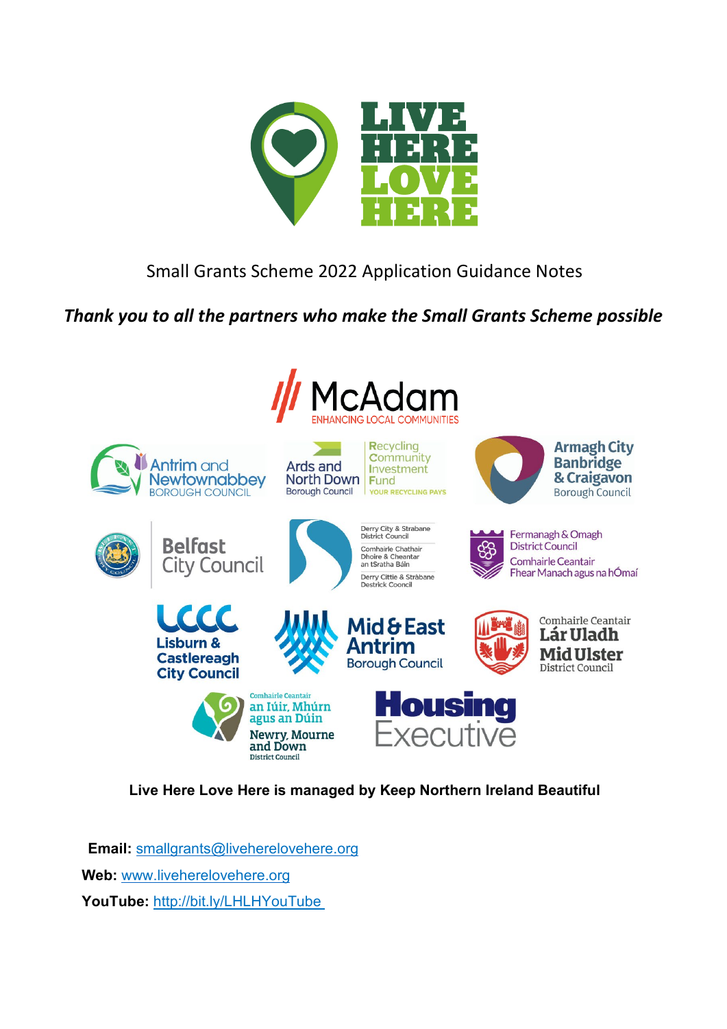# LIVE HERE LOVE HERE

Small Grants Scheme 2022 Application Guidance Notes

***Thank you to all the partners who make the Small Grants Scheme possible***

**Live Here Love Here is managed by Keep Northern Ireland Beautiful**

**Email:** smallgrants@liveherelovehere.org

**Web:** www.liveherelovehere.org

**YouTube:** http://bit.ly/LHLHYouTube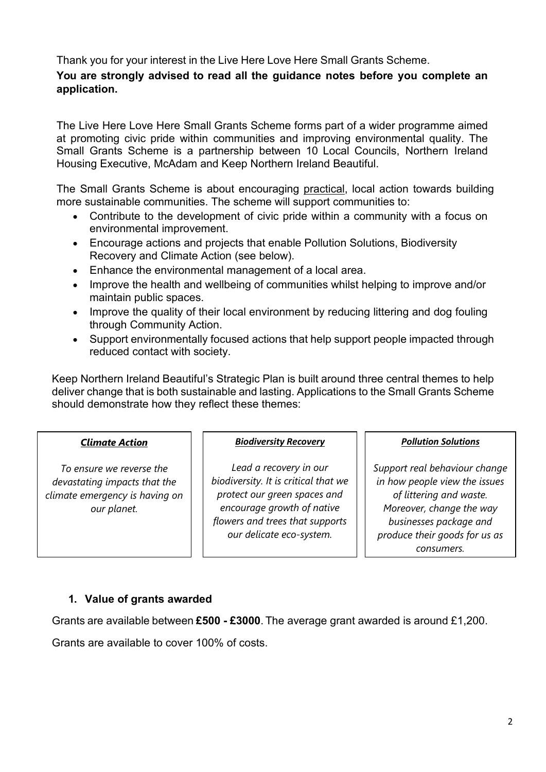Thank you for your interest in the Live Here Love Here Small Grants Scheme.

**You are strongly advised to read all the guidance notes before you complete an application.**

The Live Here Love Here Small Grants Scheme forms part of a wider programme aimed at promoting civic pride within communities and improving environmental quality. The Small Grants Scheme is a partnership between 10 Local Councils, Northern Ireland Housing Executive, McAdam and Keep Northern Ireland Beautiful.

The Small Grants Scheme is about encouraging practical, local action towards building more sustainable communities. The scheme will support communities to:

- Contribute to the development of civic pride within a community with a focus on environmental improvement.
- Encourage actions and projects that enable Pollution Solutions, Biodiversity Recovery and Climate Action (see below).
- Enhance the environmental management of a local area.
- Improve the health and wellbeing of communities whilst helping to improve and/or maintain public spaces.
- Improve the quality of their local environment by reducing littering and dog fouling through Community Action.
- Support environmentally focused actions that help support people impacted through reduced contact with society.

Keep Northern Ireland Beautiful's Strategic Plan is built around three central themes to help deliver change that is both sustainable and lasting. Applications to the Small Grants Scheme should demonstrate how they reflect these themes:

| ***Climate Action*** | ***Biodiversity Recovery*** | ***Pollution Solutions*** |
| --- | --- | --- |
| *To ensure we reverse the devastating impacts that the climate emergency is having on our planet.* | *Lead a recovery in our biodiversity. It is critical that we protect our green spaces and encourage growth of native flowers and trees that supports our delicate eco-system.* | *Support real behaviour change in how people view the issues of littering and waste. Moreover, change the way businesses package and produce their goods for us as consumers.* |

## 1. Value of grants awarded

Grants are available between **£500 - £3000**. The average grant awarded is around £1,200.

Grants are available to cover 100% of costs.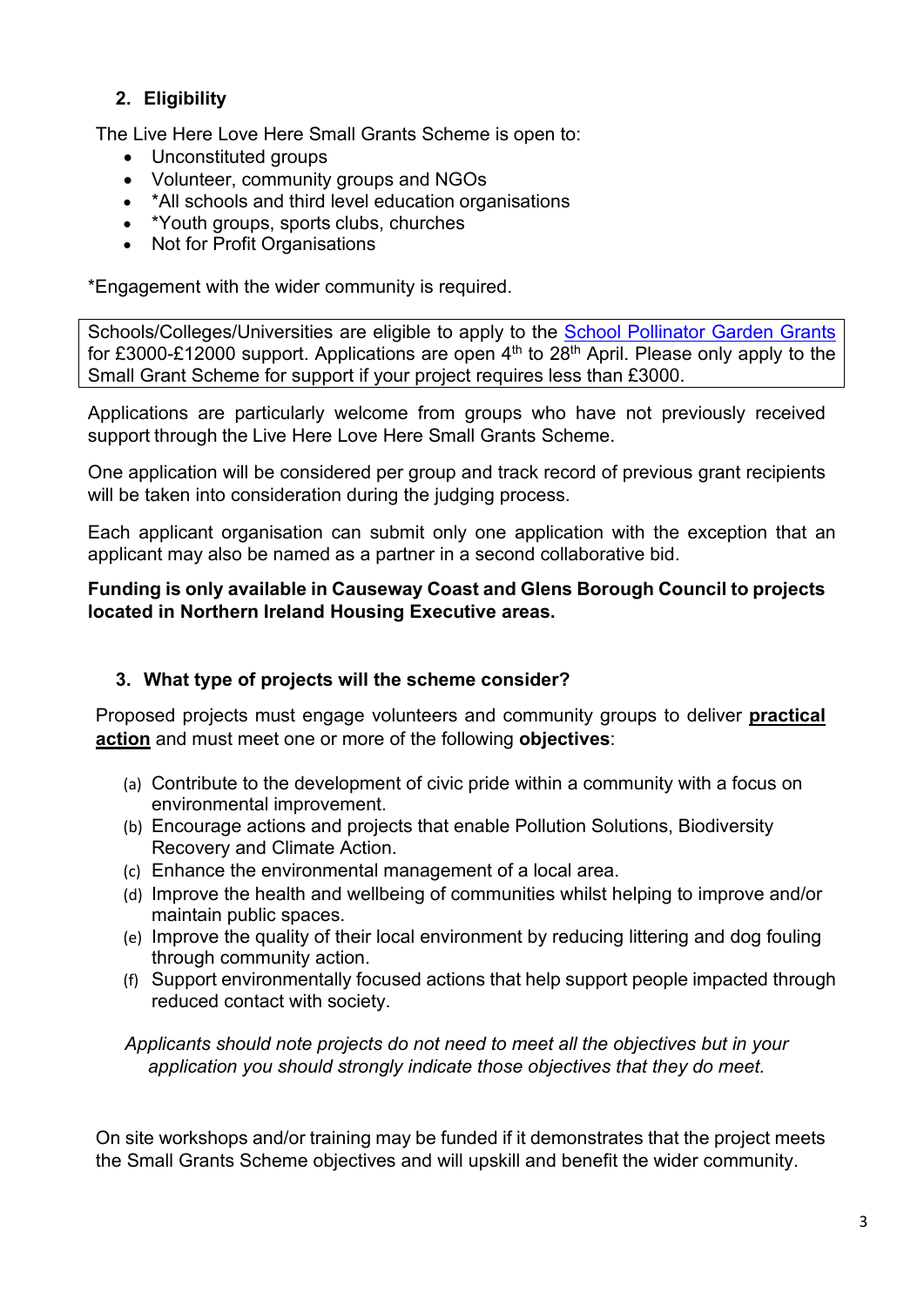## 2. Eligibility

The Live Here Love Here Small Grants Scheme is open to:

- Unconstituted groups
- Volunteer, community groups and NGOs
- *All schools and third level education organisations
- *Youth groups, sports clubs, churches
- Not for Profit Organisations

*Engagement with the wider community is required.

> Schools/Colleges/Universities are eligible to apply to the [School Pollinator Garden Grants] for £3000-£12000 support. Applications are open 4th to 28th April. Please only apply to the Small Grant Scheme for support if your project requires less than £3000.

Applications are particularly welcome from groups who have not previously received support through the Live Here Love Here Small Grants Scheme.

One application will be considered per group and track record of previous grant recipients will be taken into consideration during the judging process.

Each applicant organisation can submit only one application with the exception that an applicant may also be named as a partner in a second collaborative bid.

**Funding is only available in Causeway Coast and Glens Borough Council to projects located in Northern Ireland Housing Executive areas.**

## 3. What type of projects will the scheme consider?

Proposed projects must engage volunteers and community groups to deliver **practical action** and must meet one or more of the following **objectives**:

(a) Contribute to the development of civic pride within a community with a focus on environmental improvement.
(b) Encourage actions and projects that enable Pollution Solutions, Biodiversity Recovery and Climate Action.
(c) Enhance the environmental management of a local area.
(d) Improve the health and wellbeing of communities whilst helping to improve and/or maintain public spaces.
(e) Improve the quality of their local environment by reducing littering and dog fouling through community action.
(f) Support environmentally focused actions that help support people impacted through reduced contact with society.

*Applicants should note projects do not need to meet all the objectives but in your application you should strongly indicate those objectives that they do meet.*

On site workshops and/or training may be funded if it demonstrates that the project meets the Small Grants Scheme objectives and will upskill and benefit the wider community.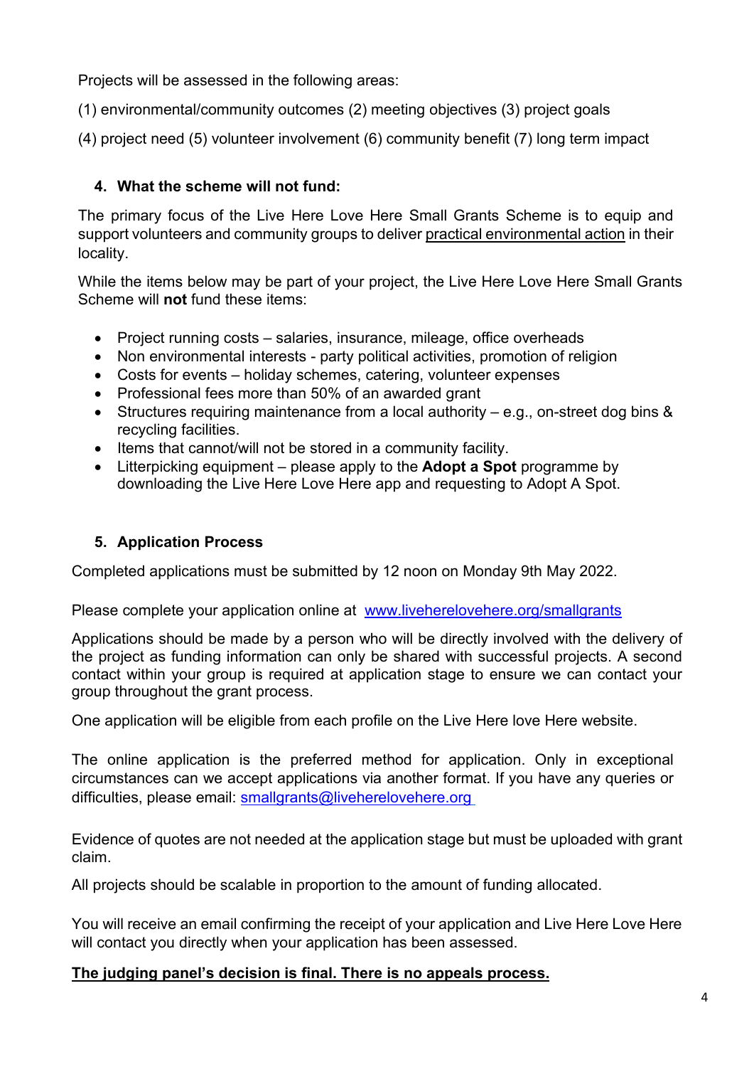Projects will be assessed in the following areas:

(1) environmental/community outcomes (2) meeting objectives (3) project goals

(4) project need (5) volunteer involvement (6) community benefit (7) long term impact

## 4. What the scheme will not fund:

The primary focus of the Live Here Love Here Small Grants Scheme is to equip and support volunteers and community groups to deliver practical environmental action in their locality.

While the items below may be part of your project, the Live Here Love Here Small Grants Scheme will **not** fund these items:

- Project running costs – salaries, insurance, mileage, office overheads
- Non environmental interests - party political activities, promotion of religion
- Costs for events – holiday schemes, catering, volunteer expenses
- Professional fees more than 50% of an awarded grant
- Structures requiring maintenance from a local authority – e.g., on-street dog bins & recycling facilities.
- Items that cannot/will not be stored in a community facility.
- Litterpicking equipment – please apply to the **Adopt a Spot** programme by downloading the Live Here Love Here app and requesting to Adopt A Spot.

## 5. Application Process

Completed applications must be submitted by 12 noon on Monday 9th May 2022.

Please complete your application online at [www.liveherelovehere.org/smallgrants](www.liveherelovehere.org/smallgrants)

Applications should be made by a person who will be directly involved with the delivery of the project as funding information can only be shared with successful projects. A second contact within your group is required at application stage to ensure we can contact your group throughout the grant process.

One application will be eligible from each profile on the Live Here love Here website.

The online application is the preferred method for application. Only in exceptional circumstances can we accept applications via another format. If you have any queries or difficulties, please email: [smallgrants@liveherelovehere.org](mailto:smallgrants@liveherelovehere.org)

Evidence of quotes are not needed at the application stage but must be uploaded with grant claim.

All projects should be scalable in proportion to the amount of funding allocated.

You will receive an email confirming the receipt of your application and Live Here Love Here will contact you directly when your application has been assessed.

**The judging panel's decision is final. There is no appeals process.**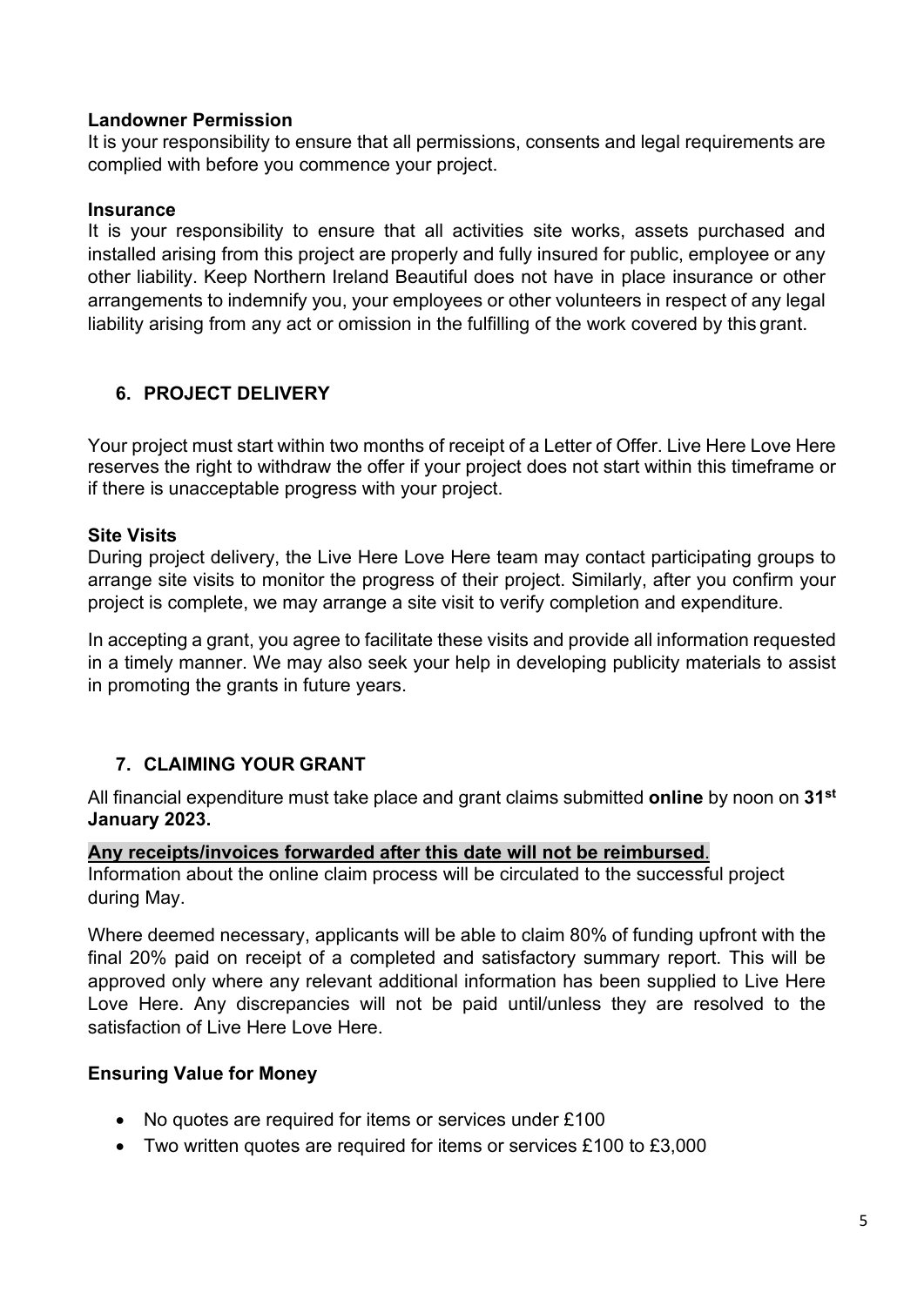**Landowner Permission**
It is your responsibility to ensure that all permissions, consents and legal requirements are complied with before you commence your project.

**Insurance**
It is your responsibility to ensure that all activities site works, assets purchased and installed arising from this project are properly and fully insured for public, employee or any other liability. Keep Northern Ireland Beautiful does not have in place insurance or other arrangements to indemnify you, your employees or other volunteers in respect of any legal liability arising from any act or omission in the fulfilling of the work covered by this grant.

## 6. PROJECT DELIVERY

Your project must start within two months of receipt of a Letter of Offer. Live Here Love Here reserves the right to withdraw the offer if your project does not start within this timeframe or if there is unacceptable progress with your project.

**Site Visits**
During project delivery, the Live Here Love Here team may contact participating groups to arrange site visits to monitor the progress of their project. Similarly, after you confirm your project is complete, we may arrange a site visit to verify completion and expenditure.

In accepting a grant, you agree to facilitate these visits and provide all information requested in a timely manner. We may also seek your help in developing publicity materials to assist in promoting the grants in future years.

## 7. CLAIMING YOUR GRANT

All financial expenditure must take place and grant claims submitted **online** by noon on **31st January 2023.**

**Any receipts/invoices forwarded after this date will not be reimbursed**.
Information about the online claim process will be circulated to the successful project during May.

Where deemed necessary, applicants will be able to claim 80% of funding upfront with the final 20% paid on receipt of a completed and satisfactory summary report. This will be approved only where any relevant additional information has been supplied to Live Here Love Here. Any discrepancies will not be paid until/unless they are resolved to the satisfaction of Live Here Love Here.

**Ensuring Value for Money**

- No quotes are required for items or services under £100
- Two written quotes are required for items or services £100 to £3,000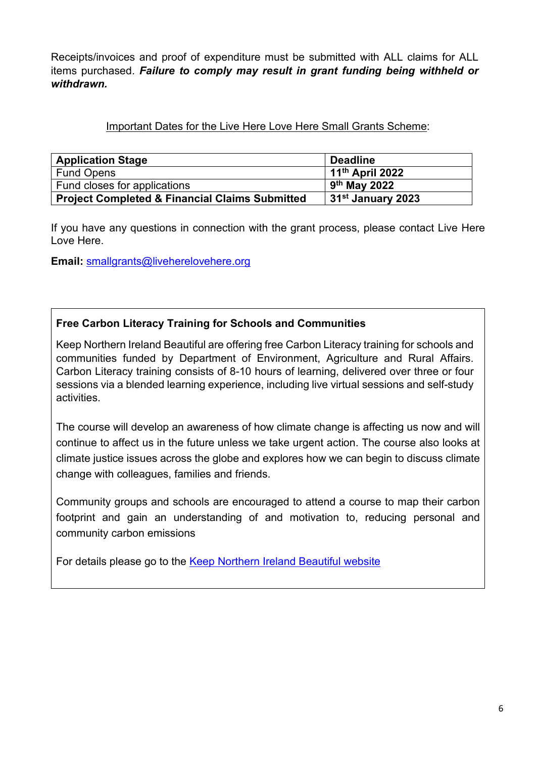Receipts/invoices and proof of expenditure must be submitted with ALL claims for ALL items purchased. ***Failure to comply may result in grant funding being withheld or withdrawn.***

Important Dates for the Live Here Love Here Small Grants Scheme:

| **Application Stage** | **Deadline** |
|---|---|
| Fund Opens | **11th April 2022** |
| Fund closes for applications | **9th May 2022** |
| **Project Completed & Financial Claims Submitted** | **31st January 2023** |

If you have any questions in connection with the grant process, please contact Live Here Love Here.

**Email:** [smallgrants@livehere lovehere.org](mailto:smallgrants@livehere lovehere.org)

**Free Carbon Literacy Training for Schools and Communities**

Keep Northern Ireland Beautiful are offering free Carbon Literacy training for schools and communities funded by Department of Environment, Agriculture and Rural Affairs. Carbon Literacy training consists of 8-10 hours of learning, delivered over three or four sessions via a blended learning experience, including live virtual sessions and self-study activities.

The course will develop an awareness of how climate change is affecting us now and will continue to affect us in the future unless we take urgent action. The course also looks at climate justice issues across the globe and explores how we can begin to discuss climate change with colleagues, families and friends.

Community groups and schools are encouraged to attend a course to map their carbon footprint and gain an understanding of and motivation to, reducing personal and community carbon emissions

For details please go to the Keep Northern Ireland Beautiful website